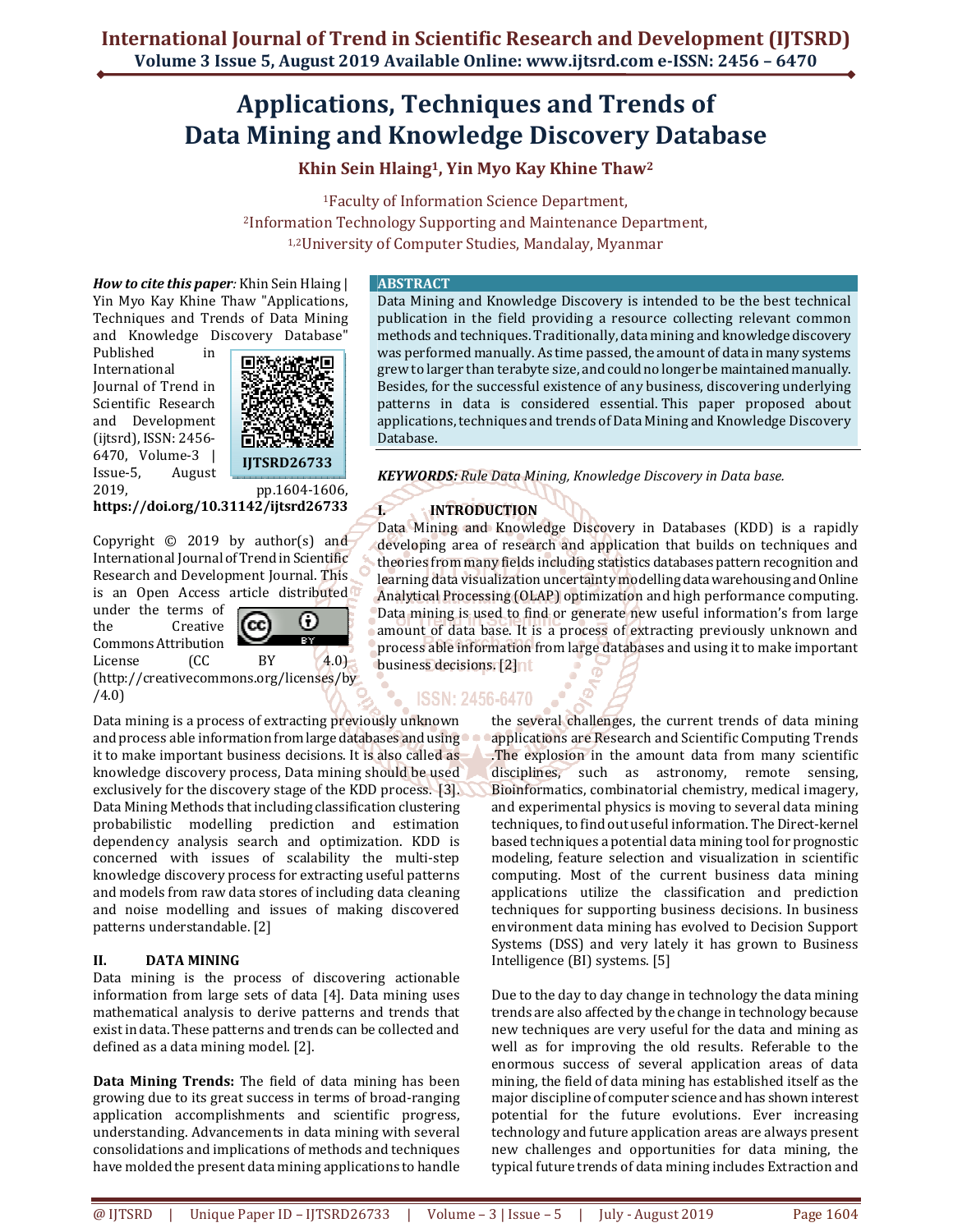# Applications, Techniques and Trends of Data Mining and Knowledge Discovery Database

**Khin Sein Hlaing[1], Yin Myo Kay Khine Thaw[2]**

[1]Faculty of Information Science Department,
[2]Information Technology Supporting and Maintenance Department,
[1,2]University of Computer Studies, Mandalay, Myanmar

***How to cite this paper****:* Khin Sein Hlaing | Yin Myo Kay Khine Thaw "Applications, Techniques and Trends of Data Mining and Knowledge Discovery Database" Published in International Journal of Trend in Scientific Research and Development (ijtsrd), ISSN: 2456-6470, Volume-3 | Issue-5, August 2019, pp.1604-1606, **https://doi.org/10.31142/ijtsrd26733**

IJTSRD26733

Copyright © 2019 by author(s) and International Journal of Trend in Scientific Research and Development Journal. This is an Open Access article distributed under the terms of the Creative Commons Attribution License (CC BY 4.0) (http://creativecommons.org/licenses/by/4.0)

## ABSTRACT

Data Mining and Knowledge Discovery is intended to be the best technical publication in the field providing a resource collecting relevant common methods and techniques. Traditionally, data mining and knowledge discovery was performed manually. As time passed, the amount of data in many systems grew to larger than terabyte size, and could no longer be maintained manually. Besides, for the successful existence of any business, discovering underlying patterns in data is considered essential. This paper proposed about applications, techniques and trends of Data Mining and Knowledge Discovery Database.

***KEYWORDS:*** *Rule Data Mining, Knowledge Discovery in Data base.*

## I. INTRODUCTION

Data Mining and Knowledge Discovery in Databases (KDD) is a rapidly developing area of research and application that builds on techniques and theories from many fields including statistics databases pattern recognition and learning data visualization uncertainty modelling data warehousing and Online Analytical Processing (OLAP) optimization and high performance computing. Data mining is used to find or generate new useful information's from large amount of data base. It is a process of extracting previously unknown and process able information from large databases and using it to make important business decisions. [2]

Data mining is a process of extracting previously unknown and process able information from large databases and using it to make important business decisions. It is also called as knowledge discovery process, Data mining should be used exclusively for the discovery stage of the KDD process. [3]. Data Mining Methods that including classification clustering probabilistic modelling prediction and estimation dependency analysis search and optimization. KDD is concerned with issues of scalability the multi-step knowledge discovery process for extracting useful patterns and models from raw data stores of including data cleaning and noise modelling and issues of making discovered patterns understandable. [2]

## II. DATA MINING

Data mining is the process of discovering actionable information from large sets of data [4]. Data mining uses mathematical analysis to derive patterns and trends that exist in data. These patterns and trends can be collected and defined as a data mining model. [2].

**Data Mining Trends:** The field of data mining has been growing due to its great success in terms of broad-ranging application accomplishments and scientific progress, understanding. Advancements in data mining with several consolidations and implications of methods and techniques have molded the present data mining applications to handle the several challenges, the current trends of data mining applications are Research and Scientific Computing Trends .The explosion in the amount data from many scientific disciplines, such as astronomy, remote sensing, Bioinformatics, combinatorial chemistry, medical imagery, and experimental physics is moving to several data mining techniques, to find out useful information. The Direct-kernel based techniques a potential data mining tool for prognostic modeling, feature selection and visualization in scientific computing. Most of the current business data mining applications utilize the classification and prediction techniques for supporting business decisions. In business environment data mining has evolved to Decision Support Systems (DSS) and very lately it has grown to Business Intelligence (BI) systems. [5]

Due to the day to day change in technology the data mining trends are also affected by the change in technology because new techniques are very useful for the data and mining as well as for improving the old results. Referable to the enormous success of several application areas of data mining, the field of data mining has established itself as the major discipline of computer science and has shown interest potential for the future evolutions. Ever increasing technology and future application areas are always present new challenges and opportunities for data mining, the typical future trends of data mining includes Extraction and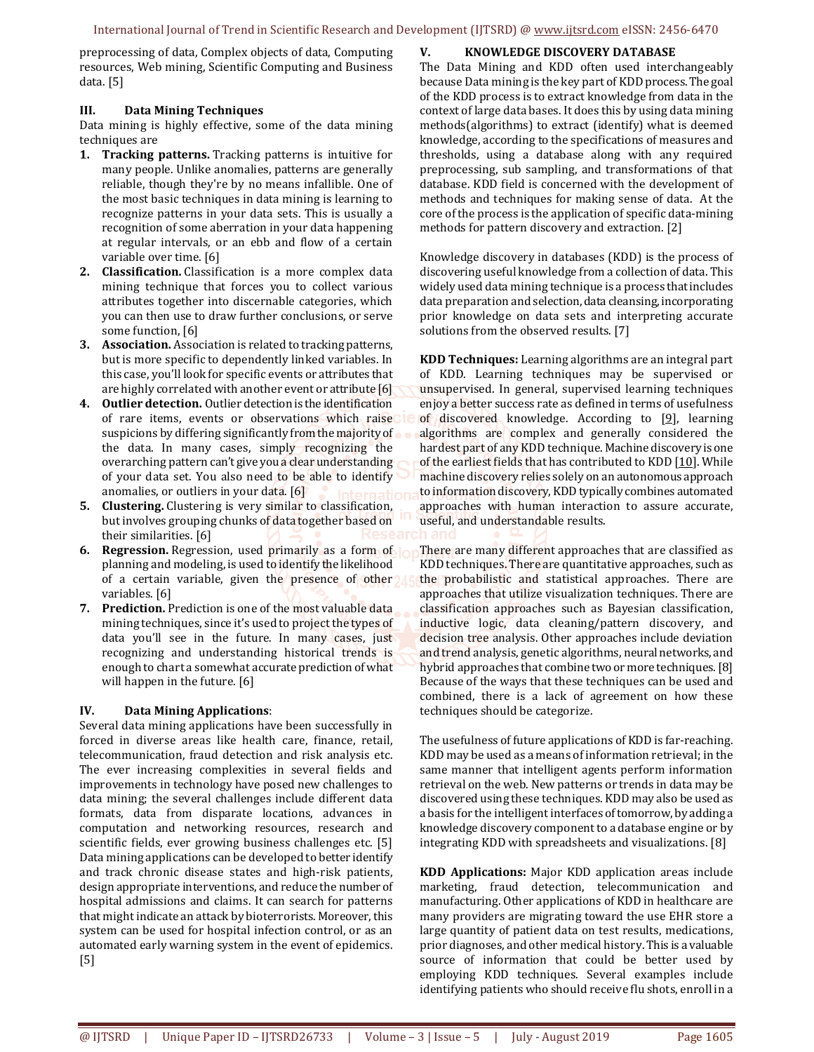preprocessing of data, Complex objects of data, Computing resources, Web mining, Scientific Computing and Business data. [5]

## III. Data Mining Techniques

Data mining is highly effective, some of the data mining techniques are

1. **Tracking patterns.** Tracking patterns is intuitive for many people. Unlike anomalies, patterns are generally reliable, though they're by no means infallible. One of the most basic techniques in data mining is learning to recognize patterns in your data sets. This is usually a recognition of some aberration in your data happening at regular intervals, or an ebb and flow of a certain variable over time. [6]
2. **Classification.** Classification is a more complex data mining technique that forces you to collect various attributes together into discernable categories, which you can then use to draw further conclusions, or serve some function, [6]
3. **Association.** Association is related to tracking patterns, but is more specific to dependently linked variables. In this case, you'll look for specific events or attributes that are highly correlated with another event or attribute [6]
4. **Outlier detection.** Outlier detection is the identification of rare items, events or observations which raise suspicions by differing significantly from the majority of the data. In many cases, simply recognizing the overarching pattern can't give you a clear understanding of your data set. You also need to be able to identify anomalies, or outliers in your data. [6]
5. **Clustering.** Clustering is very similar to classification, but involves grouping chunks of data together based on their similarities. [6]
6. **Regression.** Regression, used primarily as a form of planning and modeling, is used to identify the likelihood of a certain variable, given the presence of other variables. [6]
7. **Prediction.** Prediction is one of the most valuable data mining techniques, since it's used to project the types of data you'll see in the future. In many cases, just recognizing and understanding historical trends is enough to chart a somewhat accurate prediction of what will happen in the future. [6]

## IV. Data Mining Applications:

Several data mining applications have been successfully in forced in diverse areas like health care, finance, retail, telecommunication, fraud detection and risk analysis etc. The ever increasing complexities in several fields and improvements in technology have posed new challenges to data mining; the several challenges include different data formats, data from disparate locations, advances in computation and networking resources, research and scientific fields, ever growing business challenges etc. [5] Data mining applications can be developed to better identify and track chronic disease states and high-risk patients, design appropriate interventions, and reduce the number of hospital admissions and claims. It can search for patterns that might indicate an attack by bioterrorists. Moreover, this system can be used for hospital infection control, or as an automated early warning system in the event of epidemics. [5]

## V. KNOWLEDGE DISCOVERY DATABASE

The Data Mining and KDD often used interchangeably because Data mining is the key part of KDD process. The goal of the KDD process is to extract knowledge from data in the context of large data bases. It does this by using data mining methods(algorithms) to extract (identify) what is deemed knowledge, according to the specifications of measures and thresholds, using a database along with any required preprocessing, sub sampling, and transformations of that database. KDD field is concerned with the development of methods and techniques for making sense of data. At the core of the process is the application of specific data-mining methods for pattern discovery and extraction. [2]

Knowledge discovery in databases (KDD) is the process of discovering useful knowledge from a collection of data. This widely used data mining technique is a process that includes data preparation and selection, data cleansing, incorporating prior knowledge on data sets and interpreting accurate solutions from the observed results. [7]

**KDD Techniques:** Learning algorithms are an integral part of KDD. Learning techniques may be supervised or unsupervised. In general, supervised learning techniques enjoy a better success rate as defined in terms of usefulness of discovered knowledge. According to [9], learning algorithms are complex and generally considered the hardest part of any KDD technique. Machine discovery is one of the earliest fields that has contributed to KDD [10]. While machine discovery relies solely on an autonomous approach to information discovery, KDD typically combines automated approaches with human interaction to assure accurate, useful, and understandable results.

There are many different approaches that are classified as KDD techniques. There are quantitative approaches, such as the probabilistic and statistical approaches. There are approaches that utilize visualization techniques. There are classification approaches such as Bayesian classification, inductive logic, data cleaning/pattern discovery, and decision tree analysis. Other approaches include deviation and trend analysis, genetic algorithms, neural networks, and hybrid approaches that combine two or more techniques. [8] Because of the ways that these techniques can be used and combined, there is a lack of agreement on how these techniques should be categorize.

The usefulness of future applications of KDD is far-reaching. KDD may be used as a means of information retrieval; in the same manner that intelligent agents perform information retrieval on the web. New patterns or trends in data may be discovered using these techniques. KDD may also be used as a basis for the intelligent interfaces of tomorrow, by adding a knowledge discovery component to a database engine or by integrating KDD with spreadsheets and visualizations. [8]

**KDD Applications:** Major KDD application areas include marketing, fraud detection, telecommunication and manufacturing. Other applications of KDD in healthcare are many providers are migrating toward the use EHR store a large quantity of patient data on test results, medications, prior diagnoses, and other medical history. This is a valuable source of information that could be better used by employing KDD techniques. Several examples include identifying patients who should receive flu shots, enroll in a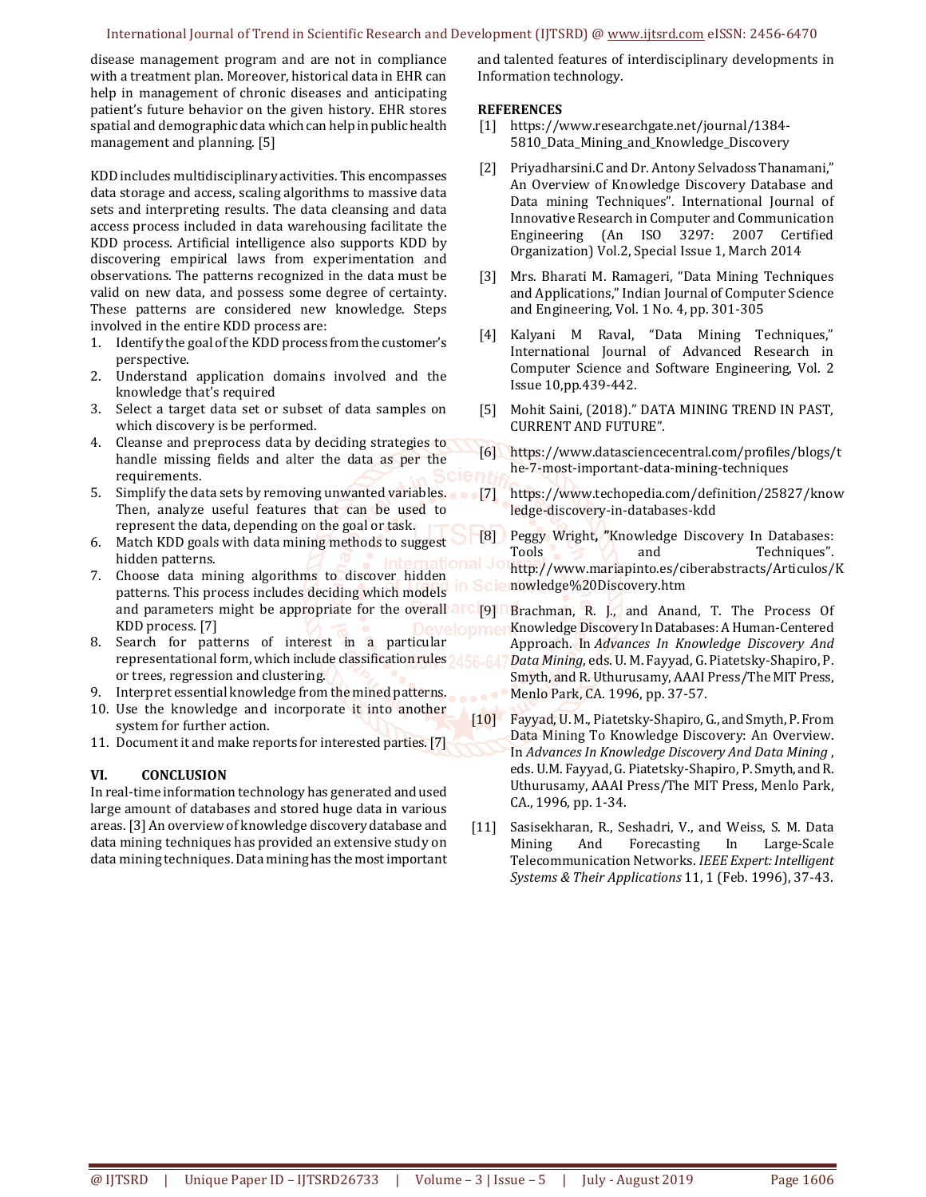disease management program and are not in compliance with a treatment plan. Moreover, historical data in EHR can help in management of chronic diseases and anticipating patient's future behavior on the given history. EHR stores spatial and demographic data which can help in public health management and planning. [5]

KDD includes multidisciplinary activities. This encompasses data storage and access, scaling algorithms to massive data sets and interpreting results. The data cleansing and data access process included in data warehousing facilitate the KDD process. Artificial intelligence also supports KDD by discovering empirical laws from experimentation and observations. The patterns recognized in the data must be valid on new data, and possess some degree of certainty. These patterns are considered new knowledge. Steps involved in the entire KDD process are:

1. Identify the goal of the KDD process from the customer's perspective.
2. Understand application domains involved and the knowledge that's required
3. Select a target data set or subset of data samples on which discovery is be performed.
4. Cleanse and preprocess data by deciding strategies to handle missing fields and alter the data as per the requirements.
5. Simplify the data sets by removing unwanted variables. Then, analyze useful features that can be used to represent the data, depending on the goal or task.
6. Match KDD goals with data mining methods to suggest hidden patterns.
7. Choose data mining algorithms to discover hidden patterns. This process includes deciding which models and parameters might be appropriate for the overall KDD process. [7]
8. Search for patterns of interest in a particular representational form, which include classification rules or trees, regression and clustering.
9. Interpret essential knowledge from the mined patterns.
10. Use the knowledge and incorporate it into another system for further action.
11. Document it and make reports for interested parties. [7]

## VI. CONCLUSION

In real-time information technology has generated and used large amount of databases and stored huge data in various areas. [3] An overview of knowledge discovery database and data mining techniques has provided an extensive study on data mining techniques. Data mining has the most important and talented features of interdisciplinary developments in Information technology.

## REFERENCES

[1] https://www.researchgate.net/journal/1384-5810_Data_Mining_and_Knowledge_Discovery

[2] Priyadharsini.C and Dr. Antony Selvadoss Thanamani," An Overview of Knowledge Discovery Database and Data mining Techniques". International Journal of Innovative Research in Computer and Communication Engineering (An ISO 3297: 2007 Certified Organization) Vol.2, Special Issue 1, March 2014

[3] Mrs. Bharati M. Ramageri, "Data Mining Techniques and Applications," Indian Journal of Computer Science and Engineering, Vol. 1 No. 4, pp. 301-305

[4] Kalyani M Raval, "Data Mining Techniques," International Journal of Advanced Research in Computer Science and Software Engineering, Vol. 2 Issue 10,pp.439-442.

[5] Mohit Saini, (2018)." DATA MINING TREND IN PAST, CURRENT AND FUTURE".

[6] https://www.datasciencecentral.com/profiles/blogs/the-7-most-important-data-mining-techniques

[7] https://www.techopedia.com/definition/25827/knowledge-discovery-in-databases-kdd

[8] Peggy Wright, "Knowledge Discovery In Databases: Tools and Techniques". http://www.mariapinto.es/ciberabstracts/Articulos/Knowledge%20Discovery.htm

[9] Brachman, R. J., and Anand, T. The Process Of Knowledge Discovery In Databases: A Human-Centered Approach. In *Advances In Knowledge Discovery And Data Mining*, eds. U. M. Fayyad, G. Piatetsky-Shapiro, P. Smyth, and R. Uthurusamy, AAAI Press/The MIT Press, Menlo Park, CA. 1996, pp. 37-57.

[10] Fayyad, U. M., Piatetsky-Shapiro, G., and Smyth, P. From Data Mining To Knowledge Discovery: An Overview. In *Advances In Knowledge Discovery And Data Mining* , eds. U.M. Fayyad, G. Piatetsky-Shapiro, P. Smyth, and R. Uthurusamy, AAAI Press/The MIT Press, Menlo Park, CA., 1996, pp. 1-34.

[11] Sasisekharan, R., Seshadri, V., and Weiss, S. M. Data Mining And Forecasting In Large-Scale Telecommunication Networks. *IEEE Expert: Intelligent Systems & Their Applications* 11, 1 (Feb. 1996), 37-43.